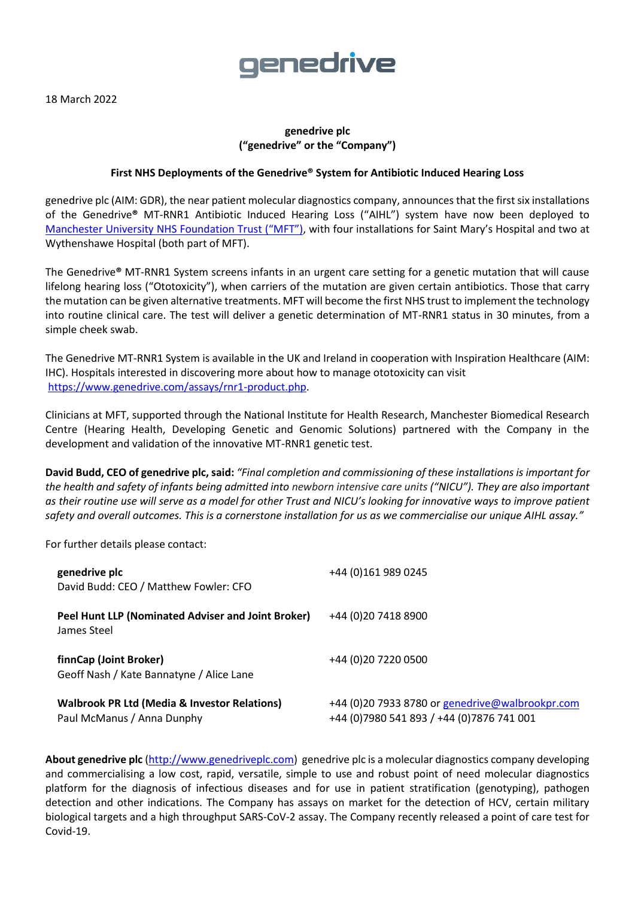genedrive

18 March 2022

**genedrive plc**
**("genedrive" or the "Company")**

**First NHS Deployments of the Genedrive® System for Antibiotic Induced Hearing Loss**

genedrive plc (AIM: GDR), the near patient molecular diagnostics company, announces that the first six installations of the Genedrive® MT-RNR1 Antibiotic Induced Hearing Loss ("AIHL") system have now been deployed to Manchester University NHS Foundation Trust ("MFT"), with four installations for Saint Mary's Hospital and two at Wythenshawe Hospital (both part of MFT).

The Genedrive® MT-RNR1 System screens infants in an urgent care setting for a genetic mutation that will cause lifelong hearing loss ("Ototoxicity"), when carriers of the mutation are given certain antibiotics. Those that carry the mutation can be given alternative treatments. MFT will become the first NHS trust to implement the technology into routine clinical care. The test will deliver a genetic determination of MT-RNR1 status in 30 minutes, from a simple cheek swab.

The Genedrive MT-RNR1 System is available in the UK and Ireland in cooperation with Inspiration Healthcare (AIM: IHC). Hospitals interested in discovering more about how to manage ototoxicity can visit https://www.genedrive.com/assays/rnr1-product.php.

Clinicians at MFT, supported through the National Institute for Health Research, Manchester Biomedical Research Centre (Hearing Health, Developing Genetic and Genomic Solutions) partnered with the Company in the development and validation of the innovative MT-RNR1 genetic test.

**David Budd, CEO of genedrive plc, said:** *"Final completion and commissioning of these installations is important for the health and safety of infants being admitted into newborn intensive care units ("NICU"). They are also important as their routine use will serve as a model for other Trust and NICU's looking for innovative ways to improve patient safety and overall outcomes. This is a cornerstone installation for us as we commercialise our unique AIHL assay."*

For further details please contact:

| | |
|---|---|
| **genedrive plc**<br>David Budd: CEO / Matthew Fowler: CFO | +44 (0)161 989 0245 |
| **Peel Hunt LLP (Nominated Adviser and Joint Broker)**<br>James Steel | +44 (0)20 7418 8900 |
| **finnCap (Joint Broker)**<br>Geoff Nash / Kate Bannatyne / Alice Lane | +44 (0)20 7220 0500 |
| **Walbrook PR Ltd (Media & Investor Relations)**<br>Paul McManus / Anna Dunphy | +44 (0)20 7933 8780 or genedrive@walbrookpr.com<br>+44 (0)7980 541 893 / +44 (0)7876 741 001 |

**About genedrive plc** (http://www.genedriveplc.com) genedrive plc is a molecular diagnostics company developing and commercialising a low cost, rapid, versatile, simple to use and robust point of need molecular diagnostics platform for the diagnosis of infectious diseases and for use in patient stratification (genotyping), pathogen detection and other indications. The Company has assays on market for the detection of HCV, certain military biological targets and a high throughput SARS-CoV-2 assay. The Company recently released a point of care test for Covid-19.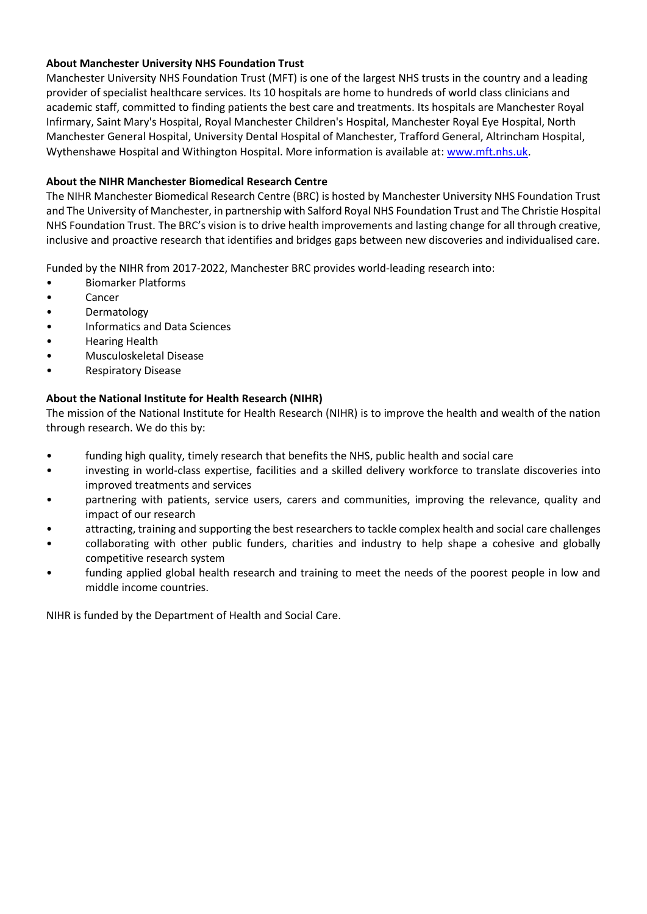**About Manchester University NHS Foundation Trust**

Manchester University NHS Foundation Trust (MFT) is one of the largest NHS trusts in the country and a leading provider of specialist healthcare services. Its 10 hospitals are home to hundreds of world class clinicians and academic staff, committed to finding patients the best care and treatments. Its hospitals are Manchester Royal Infirmary, Saint Mary's Hospital, Royal Manchester Children's Hospital, Manchester Royal Eye Hospital, North Manchester General Hospital, University Dental Hospital of Manchester, Trafford General, Altrincham Hospital, Wythenshawe Hospital and Withington Hospital. More information is available at: [www.mft.nhs.uk](www.mft.nhs.uk).

**About the NIHR Manchester Biomedical Research Centre**

The NIHR Manchester Biomedical Research Centre (BRC) is hosted by Manchester University NHS Foundation Trust and The University of Manchester, in partnership with Salford Royal NHS Foundation Trust and The Christie Hospital NHS Foundation Trust. The BRC's vision is to drive health improvements and lasting change for all through creative, inclusive and proactive research that identifies and bridges gaps between new discoveries and individualised care.

Funded by the NIHR from 2017-2022, Manchester BRC provides world-leading research into:

- Biomarker Platforms
- Cancer
- Dermatology
- Informatics and Data Sciences
- Hearing Health
- Musculoskeletal Disease
- Respiratory Disease

**About the National Institute for Health Research (NIHR)**

The mission of the National Institute for Health Research (NIHR) is to improve the health and wealth of the nation through research. We do this by:

- funding high quality, timely research that benefits the NHS, public health and social care
- investing in world-class expertise, facilities and a skilled delivery workforce to translate discoveries into improved treatments and services
- partnering with patients, service users, carers and communities, improving the relevance, quality and impact of our research
- attracting, training and supporting the best researchers to tackle complex health and social care challenges
- collaborating with other public funders, charities and industry to help shape a cohesive and globally competitive research system
- funding applied global health research and training to meet the needs of the poorest people in low and middle income countries.

NIHR is funded by the Department of Health and Social Care.